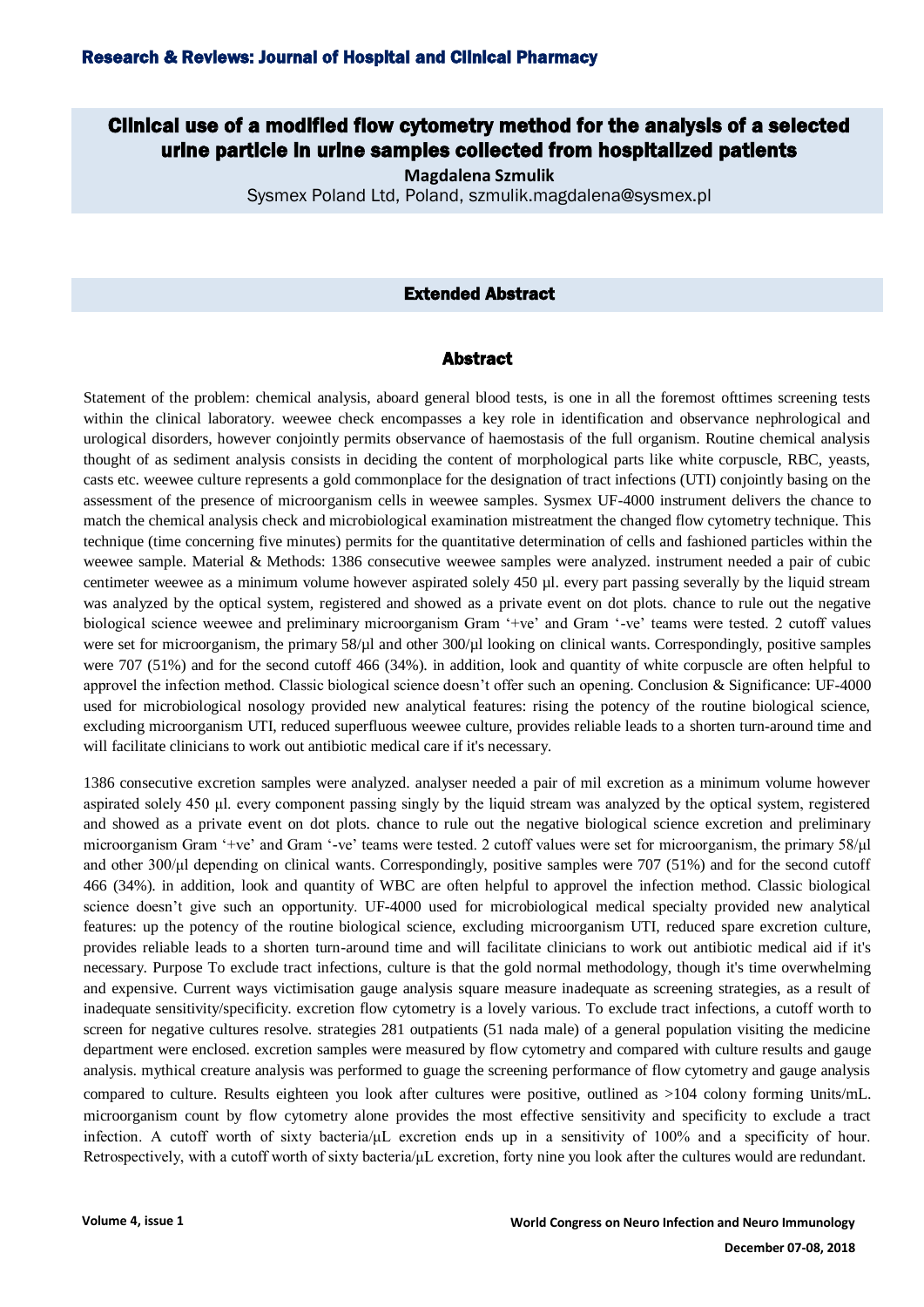# Clinical use of a modified flow cytometry method for the analysis of a selected urine particle in urine samples collected from hospitalized patients

**Magdalena Szmulik**

Sysmex Poland Ltd, Poland, szmulik.magdalena@sysmex.pl

## Extended Abstract

## Abstract

Statement of the problem: chemical analysis, aboard general blood tests, is one in all the foremost ofttimes screening tests within the clinical laboratory. weewee check encompasses a key role in identification and observance nephrological and urological disorders, however conjointly permits observance of haemostasis of the full organism. Routine chemical analysis thought of as sediment analysis consists in deciding the content of morphological parts like white corpuscle, RBC, yeasts, casts etc. weewee culture represents a gold commonplace for the designation of tract infections (UTI) conjointly basing on the assessment of the presence of microorganism cells in weewee samples. Sysmex UF-4000 instrument delivers the chance to match the chemical analysis check and microbiological examination mistreatment the changed flow cytometry technique. This technique (time concerning five minutes) permits for the quantitative determination of cells and fashioned particles within the weewee sample. Material & Methods: 1386 consecutive weewee samples were analyzed. instrument needed a pair of cubic centimeter weewee as a minimum volume however aspirated solely 450 µl. every part passing severally by the liquid stream was analyzed by the optical system, registered and showed as a private event on dot plots. chance to rule out the negative biological science weewee and preliminary microorganism Gram '+ve' and Gram '-ve' teams were tested. 2 cutoff values were set for microorganism, the primary 58/µl and other 300/µl looking on clinical wants. Correspondingly, positive samples were 707 (51%) and for the second cutoff 466 (34%). in addition, look and quantity of white corpuscle are often helpful to approvel the infection method. Classic biological science doesn't offer such an opening. Conclusion & Significance: UF-4000 used for microbiological nosology provided new analytical features: rising the potency of the routine biological science, excluding microorganism UTI, reduced superfluous weewee culture, provides reliable leads to a shorten turn-around time and will facilitate clinicians to work out antibiotic medical care if it's necessary.

1386 consecutive excretion samples were analyzed. analyser needed a pair of mil excretion as a minimum volume however aspirated solely 450 µl. every component passing singly by the liquid stream was analyzed by the optical system, registered and showed as a private event on dot plots. chance to rule out the negative biological science excretion and preliminary microorganism Gram '+ve' and Gram '-ve' teams were tested. 2 cutoff values were set for microorganism, the primary 58/µl and other 300/µl depending on clinical wants. Correspondingly, positive samples were 707 (51%) and for the second cutoff 466 (34%). in addition, look and quantity of WBC are often helpful to approvel the infection method. Classic biological science doesn't give such an opportunity. UF-4000 used for microbiological medical specialty provided new analytical features: up the potency of the routine biological science, excluding microorganism UTI, reduced spare excretion culture, provides reliable leads to a shorten turn-around time and will facilitate clinicians to work out antibiotic medical aid if it's necessary. Purpose To exclude tract infections, culture is that the gold normal methodology, though it's time overwhelming and expensive. Current ways victimisation gauge analysis square measure inadequate as screening strategies, as a result of inadequate sensitivity/specificity. excretion flow cytometry is a lovely various. To exclude tract infections, a cutoff worth to screen for negative cultures resolve. strategies 281 outpatients (51 nada male) of a general population visiting the medicine department were enclosed. excretion samples were measured by flow cytometry and compared with culture results and gauge analysis. mythical creature analysis was performed to guage the screening performance of flow cytometry and gauge analysis compared to culture. Results eighteen you look after cultures were positive, outlined as >104 colony forming units/mL. microorganism count by flow cytometry alone provides the most effective sensitivity and specificity to exclude a tract infection. A cutoff worth of sixty bacteria/µL excretion ends up in a sensitivity of 100% and a specificity of hour. Retrospectively, with a cutoff worth of sixty bacteria/µL excretion, forty nine you look after the cultures would are redundant.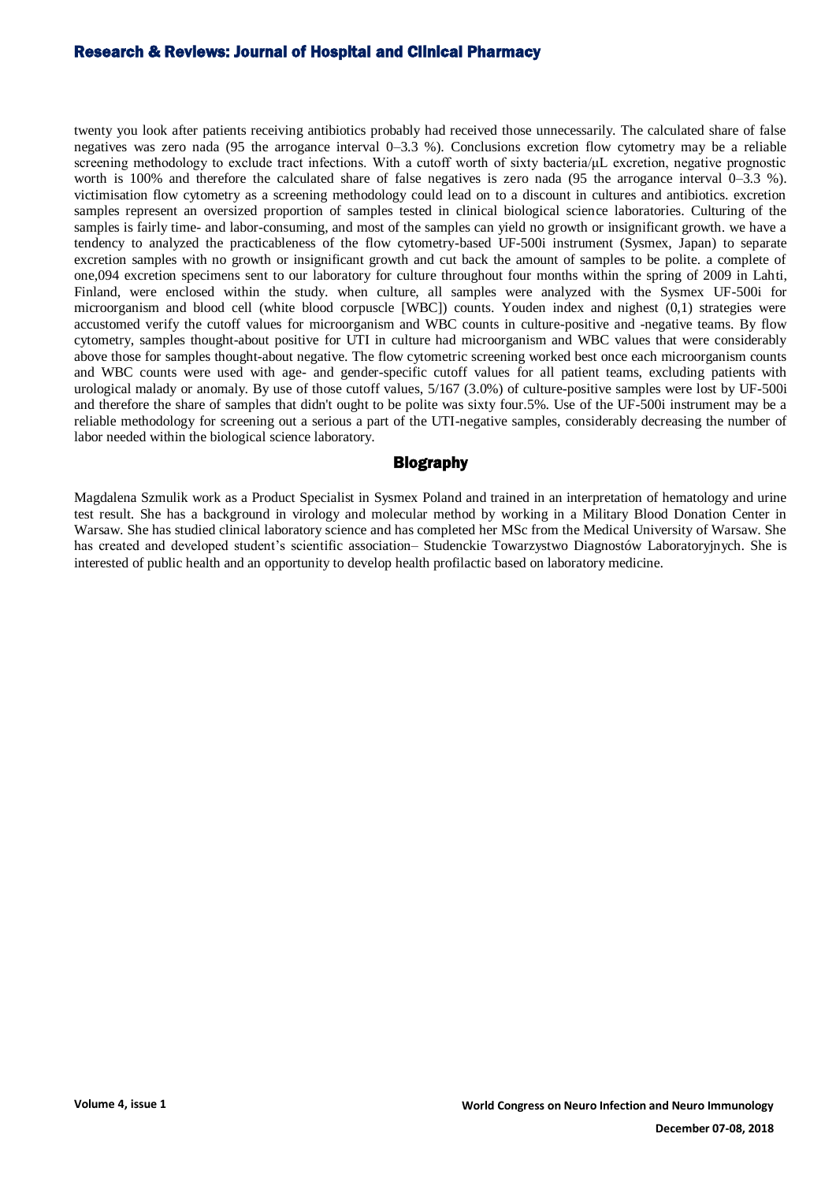twenty you look after patients receiving antibiotics probably had received those unnecessarily. The calculated share of false negatives was zero nada (95 the arrogance interval 0–3.3 %). Conclusions excretion flow cytometry may be a reliable screening methodology to exclude tract infections. With a cutoff worth of sixty bacteria/μL excretion, negative prognostic worth is 100% and therefore the calculated share of false negatives is zero nada (95 the arrogance interval 0–3.3 %). victimisation flow cytometry as a screening methodology could lead on to a discount in cultures and antibiotics. excretion samples represent an oversized proportion of samples tested in clinical biological science laboratories. Culturing of the samples is fairly time- and labor-consuming, and most of the samples can yield no growth or insignificant growth. we have a tendency to analyzed the practicableness of the flow cytometry-based UF-500i instrument (Sysmex, Japan) to separate excretion samples with no growth or insignificant growth and cut back the amount of samples to be polite. a complete of one,094 excretion specimens sent to our laboratory for culture throughout four months within the spring of 2009 in Lahti, Finland, were enclosed within the study. when culture, all samples were analyzed with the Sysmex UF-500i for microorganism and blood cell (white blood corpuscle [WBC]) counts. Youden index and nighest (0,1) strategies were accustomed verify the cutoff values for microorganism and WBC counts in culture-positive and -negative teams. By flow cytometry, samples thought-about positive for UTI in culture had microorganism and WBC values that were considerably above those for samples thought-about negative. The flow cytometric screening worked best once each microorganism counts and WBC counts were used with age- and gender-specific cutoff values for all patient teams, excluding patients with urological malady or anomaly. By use of those cutoff values, 5/167 (3.0%) of culture-positive samples were lost by UF-500i and therefore the share of samples that didn't ought to be polite was sixty four.5%. Use of the UF-500i instrument may be a reliable methodology for screening out a serious a part of the UTI-negative samples, considerably decreasing the number of labor needed within the biological science laboratory.

## Biography

Magdalena Szmulik work as a Product Specialist in Sysmex Poland and trained in an interpretation of hematology and urine test result. She has a background in virology and molecular method by working in a Military Blood Donation Center in Warsaw. She has studied clinical laboratory science and has completed her MSc from the Medical University of Warsaw. She has created and developed student's scientific association– Studenckie Towarzystwo Diagnostów Laboratoryjnych. She is interested of public health and an opportunity to develop health profilactic based on laboratory medicine.